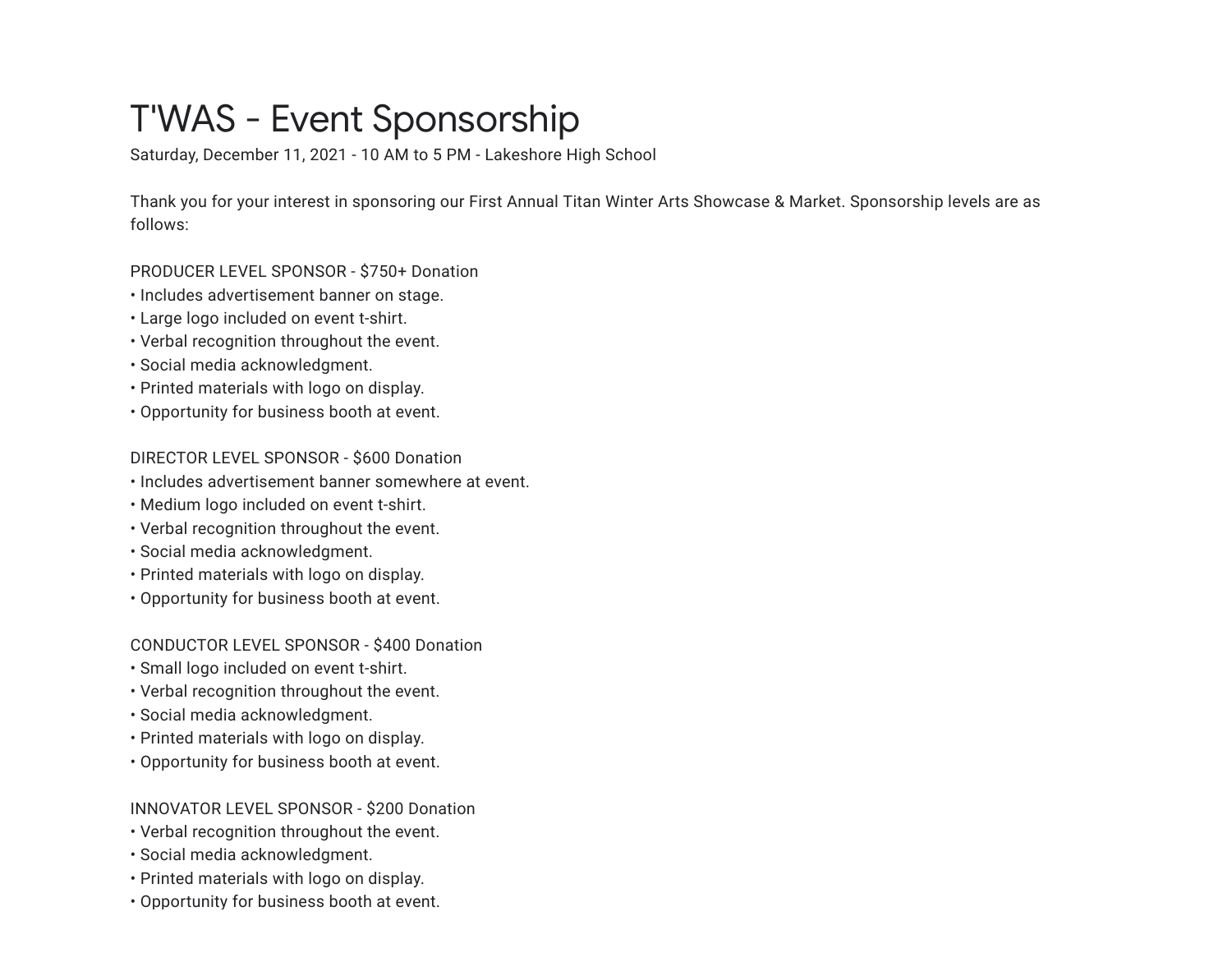# T'WAS - Event Sponsorship

Saturday, December 11, 2021 - 10 AM to 5 PM - Lakeshore High School

Thank you for your interest in sponsoring our First Annual Titan Winter Arts Showcase & Market. Sponsorship levels are as follows:

PRODUCER LEVEL SPONSOR - $750+ Donation
- Includes advertisement banner on stage.
- Large logo included on event t-shirt.
- Verbal recognition throughout the event.
- Social media acknowledgment.
- Printed materials with logo on display.
- Opportunity for business booth at event.

DIRECTOR LEVEL SPONSOR - $600 Donation
- Includes advertisement banner somewhere at event.
- Medium logo included on event t-shirt.
- Verbal recognition throughout the event.
- Social media acknowledgment.
- Printed materials with logo on display.
- Opportunity for business booth at event.

CONDUCTOR LEVEL SPONSOR - $400 Donation
- Small logo included on event t-shirt.
- Verbal recognition throughout the event.
- Social media acknowledgment.
- Printed materials with logo on display.
- Opportunity for business booth at event.

INNOVATOR LEVEL SPONSOR - $200 Donation
- Verbal recognition throughout the event.
- Social media acknowledgment.
- Printed materials with logo on display.
- Opportunity for business booth at event.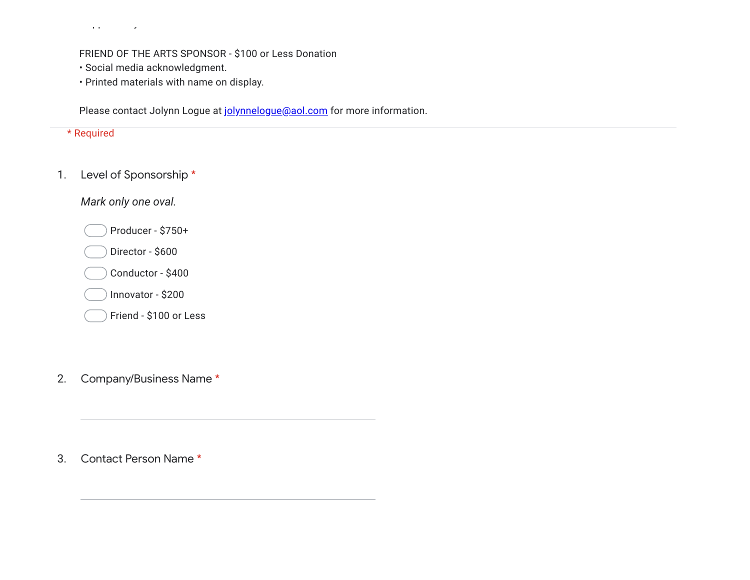FRIEND OF THE ARTS SPONSOR - $100 or Less Donation
• Social media acknowledgment.
• Printed materials with name on display.

Please contact Jolynn Logue at jolynnelogue@aol.com for more information.

* Required

1. Level of Sponsorship *

*Mark only one oval.*

- Producer - $750+
- Director - $600
- Conductor - $400
- Innovator - $200
- Friend - $100 or Less

2. Company/Business Name *

_______________________________

3. Contact Person Name *

_______________________________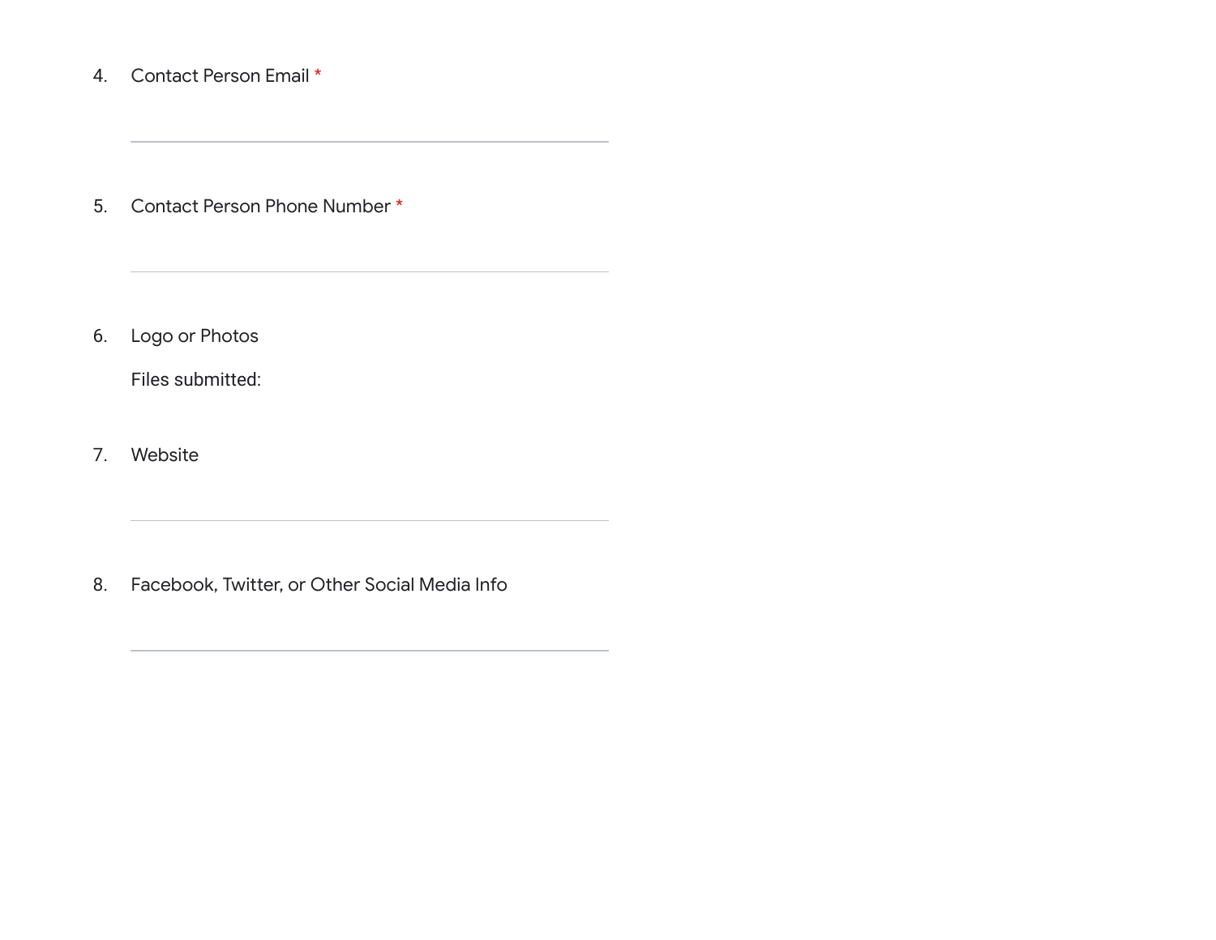4. Contact Person Email *

5. Contact Person Phone Number *

6. Logo or Photos

   Files submitted:

7. Website

8. Facebook, Twitter, or Other Social Media Info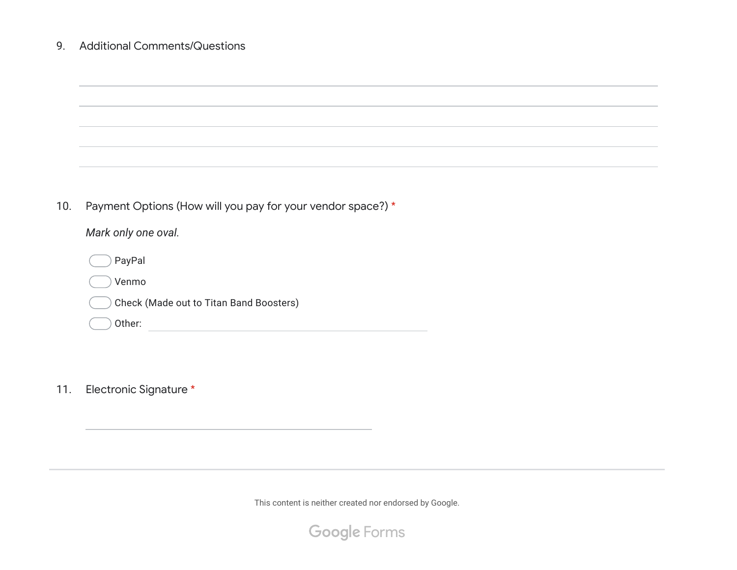9. Additional Comments/Questions

_______________________________________________

_______________________________________________

_______________________________________________

_______________________________________________

_______________________________________________

10. Payment Options (How will you pay for your vendor space?) *

*Mark only one oval.*

- ( ) PayPal
- ( ) Venmo
- ( ) Check (Made out to Titan Band Boosters)
- ( ) Other: _______________________________

11. Electronic Signature *

_______________________________________________

This content is neither created nor endorsed by Google.

Google Forms